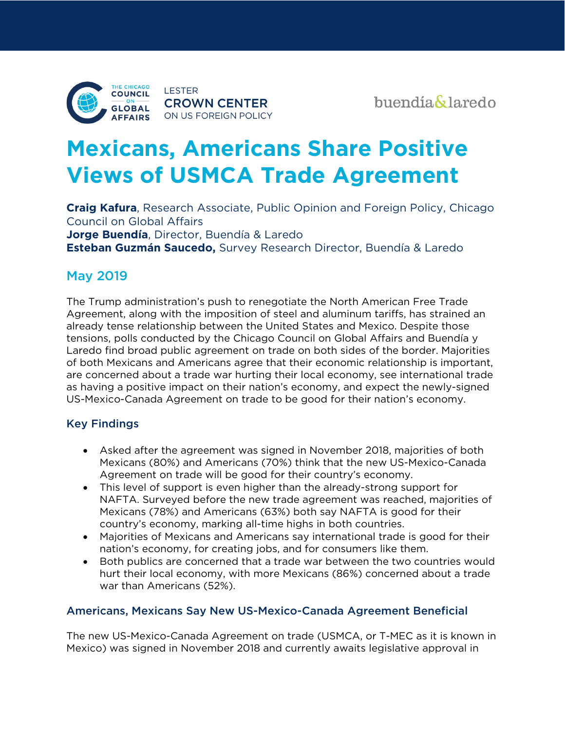THE CHICAGO COUNCIL ON GLOBAL AFFAIRS

LESTER CROWN CENTER ON US FOREIGN POLICY

buendía&laredo

# Mexicans, Americans Share Positive Views of USMCA Trade Agreement

**Craig Kafura**, Research Associate, Public Opinion and Foreign Policy, Chicago Council on Global Affairs
**Jorge Buendía**, Director, Buendía & Laredo
**Esteban Guzmán Saucedo,** Survey Research Director, Buendía & Laredo

## May 2019

The Trump administration's push to renegotiate the North American Free Trade Agreement, along with the imposition of steel and aluminum tariffs, has strained an already tense relationship between the United States and Mexico. Despite those tensions, polls conducted by the Chicago Council on Global Affairs and Buendía y Laredo find broad public agreement on trade on both sides of the border. Majorities of both Mexicans and Americans agree that their economic relationship is important, are concerned about a trade war hurting their local economy, see international trade as having a positive impact on their nation's economy, and expect the newly-signed US-Mexico-Canada Agreement on trade to be good for their nation's economy.

### Key Findings

- Asked after the agreement was signed in November 2018, majorities of both Mexicans (80%) and Americans (70%) think that the new US-Mexico-Canada Agreement on trade will be good for their country's economy.
- This level of support is even higher than the already-strong support for NAFTA. Surveyed before the new trade agreement was reached, majorities of Mexicans (78%) and Americans (63%) both say NAFTA is good for their country's economy, marking all-time highs in both countries.
- Majorities of Mexicans and Americans say international trade is good for their nation's economy, for creating jobs, and for consumers like them.
- Both publics are concerned that a trade war between the two countries would hurt their local economy, with more Mexicans (86%) concerned about a trade war than Americans (52%).

### Americans, Mexicans Say New US-Mexico-Canada Agreement Beneficial

The new US-Mexico-Canada Agreement on trade (USMCA, or T-MEC as it is known in Mexico) was signed in November 2018 and currently awaits legislative approval in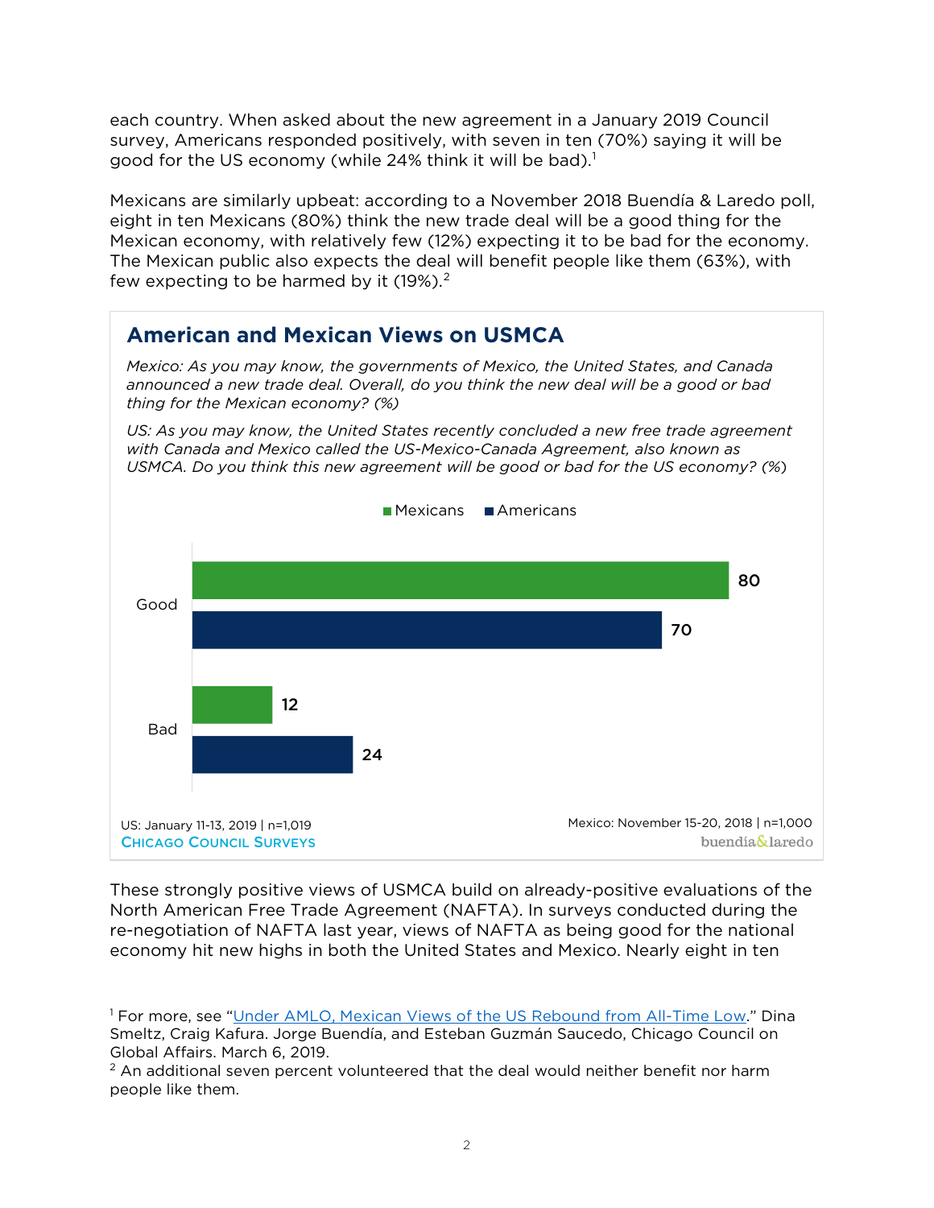each country. When asked about the new agreement in a January 2019 Council survey, Americans responded positively, with seven in ten (70%) saying it will be good for the US economy (while 24% think it will be bad).[1]

Mexicans are similarly upbeat: according to a November 2018 Buendía & Laredo poll, eight in ten Mexicans (80%) think the new trade deal will be a good thing for the Mexican economy, with relatively few (12%) expecting it to be bad for the economy. The Mexican public also expects the deal will benefit people like them (63%), with few expecting to be harmed by it (19%).[2]

### American and Mexican Views on USMCA

*Mexico: As you may know, the governments of Mexico, the United States, and Canada announced a new trade deal. Overall, do you think the new deal will be a good or bad thing for the Mexican economy? (%)*

*US: As you may know, the United States recently concluded a new free trade agreement with Canada and Mexico called the US-Mexico-Canada Agreement, also known as USMCA. Do you think this new agreement will be good or bad for the US economy? (%)*

| | Mexicans | Americans |
|---|---|---|
| Good | 80 | 70 |
| Bad | 12 | 24 |

US: January 11-13, 2019 | n=1,019
Chicago Council Surveys

Mexico: November 15-20, 2018 | n=1,000
buendía&laredo

These strongly positive views of USMCA build on already-positive evaluations of the North American Free Trade Agreement (NAFTA). In surveys conducted during the re-negotiation of NAFTA last year, views of NAFTA as being good for the national economy hit new highs in both the United States and Mexico. Nearly eight in ten

---

[1] For more, see "Under AMLO, Mexican Views of the US Rebound from All-Time Low." Dina Smeltz, Craig Kafura. Jorge Buendía, and Esteban Guzmán Saucedo, Chicago Council on Global Affairs. March 6, 2019.

[2] An additional seven percent volunteered that the deal would neither benefit nor harm people like them.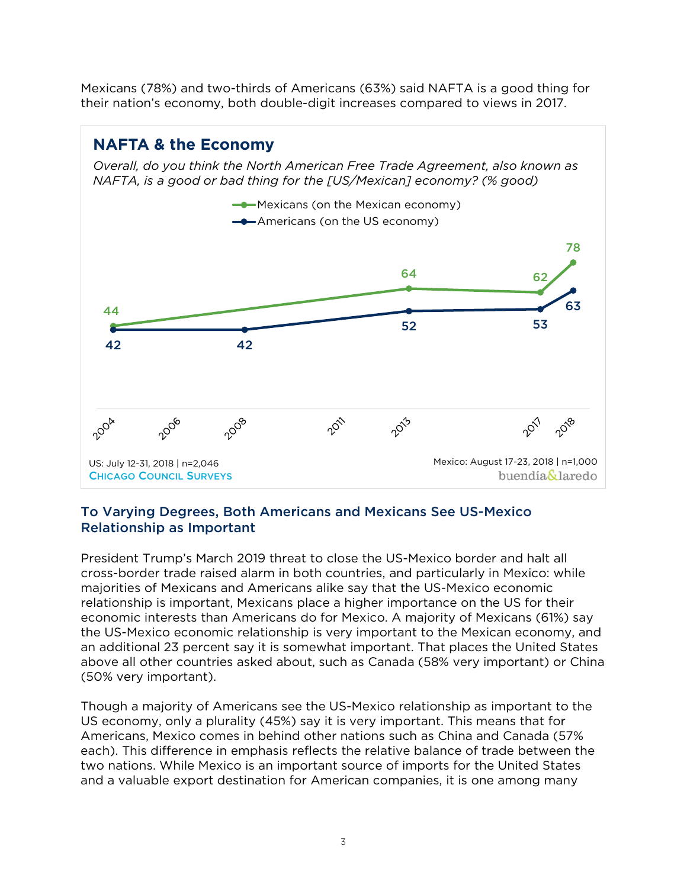Mexicans (78%) and two-thirds of Americans (63%) said NAFTA is a good thing for their nation's economy, both double-digit increases compared to views in 2017.

### NAFTA & the Economy

*Overall, do you think the North American Free Trade Agreement, also known as NAFTA, is a good or bad thing for the [US/Mexican] economy? (% good)*

| Year | Mexicans (on the Mexican economy) | Americans (on the US economy) |
|---|---|---|
| 2004 | 44 | 42 |
| 2008 | | 42 |
| 2013 | 64 | 52 |
| 2017 | 62 | 53 |
| 2018 | 78 | 63 |

US: July 12-31, 2018 | n=2,046
CHICAGO COUNCIL SURVEYS

Mexico: August 17-23, 2018 | n=1,000
buendía&laredo

### To Varying Degrees, Both Americans and Mexicans See US-Mexico Relationship as Important

President Trump's March 2019 threat to close the US-Mexico border and halt all cross-border trade raised alarm in both countries, and particularly in Mexico: while majorities of Mexicans and Americans alike say that the US-Mexico economic relationship is important, Mexicans place a higher importance on the US for their economic interests than Americans do for Mexico. A majority of Mexicans (61%) say the US-Mexico economic relationship is very important to the Mexican economy, and an additional 23 percent say it is somewhat important. That places the United States above all other countries asked about, such as Canada (58% very important) or China (50% very important).

Though a majority of Americans see the US-Mexico relationship as important to the US economy, only a plurality (45%) say it is very important. This means that for Americans, Mexico comes in behind other nations such as China and Canada (57% each). This difference in emphasis reflects the relative balance of trade between the two nations. While Mexico is an important source of imports for the United States and a valuable export destination for American companies, it is one among many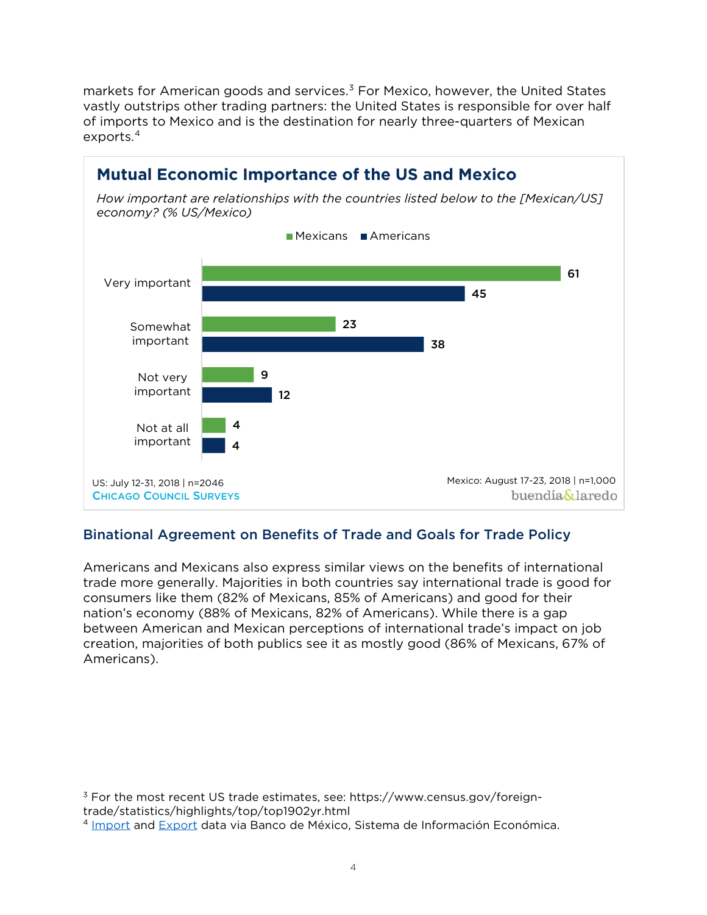markets for American goods and services.[3] For Mexico, however, the United States vastly outstrips other trading partners: the United States is responsible for over half of imports to Mexico and is the destination for nearly three-quarters of Mexican exports.[4]

## Mutual Economic Importance of the US and Mexico

*How important are relationships with the countries listed below to the [Mexican/US] economy? (% US/Mexico)*

| | Mexicans | Americans |
|---|---|---|
| Very important | 61 | 45 |
| Somewhat important | 23 | 38 |
| Not very important | 9 | 12 |
| Not at all important | 4 | 4 |

US: July 12-31, 2018 | n=2046
CHICAGO COUNCIL SURVEYS

Mexico: August 17-23, 2018 | n=1,000
buendía&laredo

## Binational Agreement on Benefits of Trade and Goals for Trade Policy

Americans and Mexicans also express similar views on the benefits of international trade more generally. Majorities in both countries say international trade is good for consumers like them (82% of Mexicans, 85% of Americans) and good for their nation's economy (88% of Mexicans, 82% of Americans). While there is a gap between American and Mexican perceptions of international trade's impact on job creation, majorities of both publics see it as mostly good (86% of Mexicans, 67% of Americans).

[3] For the most recent US trade estimates, see: https://www.census.gov/foreign-trade/statistics/highlights/top/top1902yr.html

[4] Import and Export data via Banco de México, Sistema de Información Económica.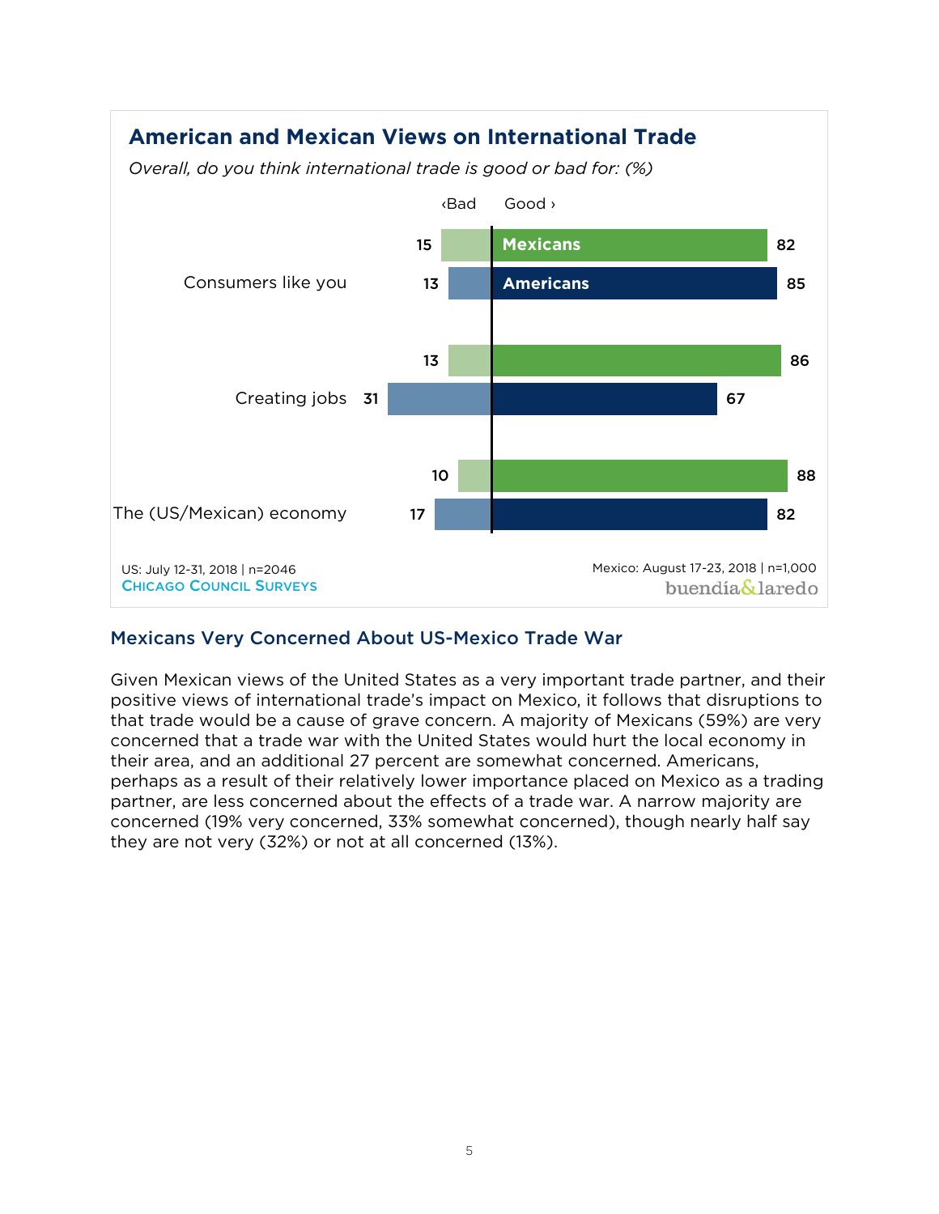## American and Mexican Views on International Trade

*Overall, do you think international trade is good or bad for: (%)*

| | | Bad | Good |
|---|---|---|---|
| Consumers like you | Mexicans | 15 | 82 |
| | Americans | 13 | 85 |
| Creating jobs | Mexicans | 13 | 86 |
| | Americans | 31 | 67 |
| The (US/Mexican) economy | Mexicans | 10 | 88 |
| | Americans | 17 | 82 |

US: July 12-31, 2018 | n=2046
CHICAGO COUNCIL SURVEYS

Mexico: August 17-23, 2018 | n=1,000
buendía&laredo

### Mexicans Very Concerned About US-Mexico Trade War

Given Mexican views of the United States as a very important trade partner, and their positive views of international trade's impact on Mexico, it follows that disruptions to that trade would be a cause of grave concern. A majority of Mexicans (59%) are very concerned that a trade war with the United States would hurt the local economy in their area, and an additional 27 percent are somewhat concerned. Americans, perhaps as a result of their relatively lower importance placed on Mexico as a trading partner, are less concerned about the effects of a trade war. A narrow majority are concerned (19% very concerned, 33% somewhat concerned), though nearly half say they are not very (32%) or not at all concerned (13%).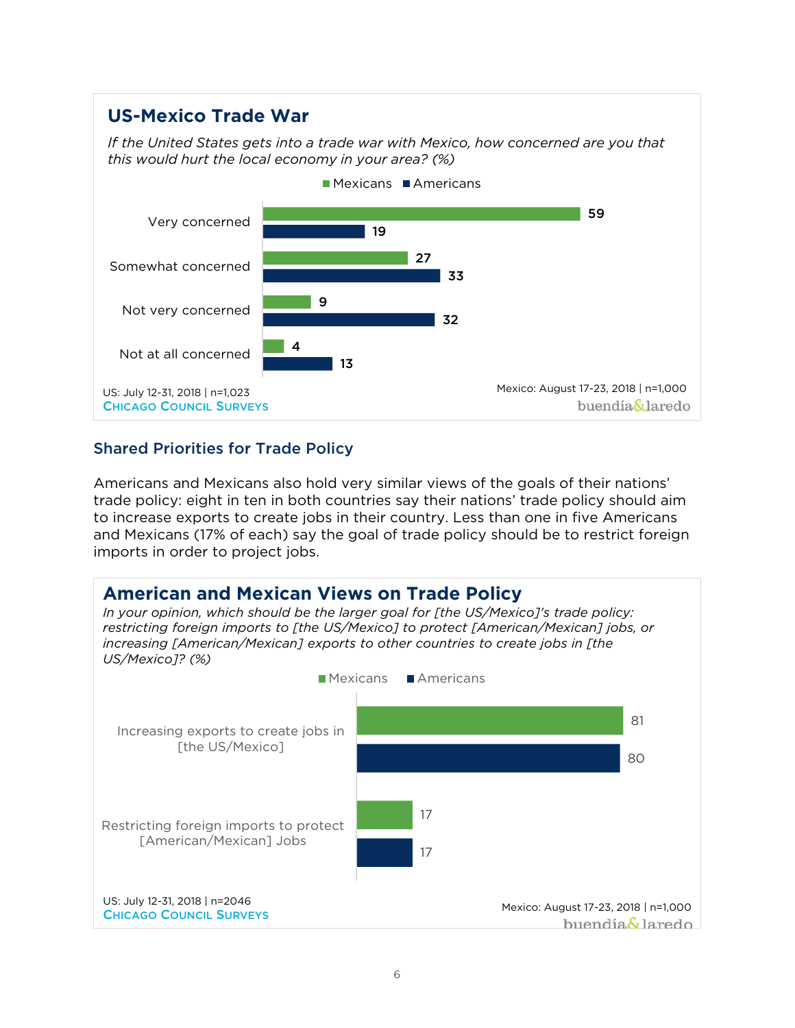## US-Mexico Trade War

*If the United States gets into a trade war with Mexico, how concerned are you that this would hurt the local economy in your area? (%)*

| | Mexicans | Americans |
|---|---|---|
| Very concerned | 59 | 19 |
| Somewhat concerned | 27 | 33 |
| Not very concerned | 9 | 32 |
| Not at all concerned | 4 | 13 |

US: July 12-31, 2018 | n=1,023
CHICAGO COUNCIL SURVEYS

Mexico: August 17-23, 2018 | n=1,000
buendía&laredo

### Shared Priorities for Trade Policy

Americans and Mexicans also hold very similar views of the goals of their nations' trade policy: eight in ten in both countries say their nations' trade policy should aim to increase exports to create jobs in their country. Less than one in five Americans and Mexicans (17% of each) say the goal of trade policy should be to restrict foreign imports in order to project jobs.

## American and Mexican Views on Trade Policy

*In your opinion, which should be the larger goal for [the US/Mexico]'s trade policy: restricting foreign imports to [the US/Mexico] to protect [American/Mexican] jobs, or increasing [American/Mexican] exports to other countries to create jobs in [the US/Mexico]? (%)*

| | Mexicans | Americans |
|---|---|---|
| Increasing exports to create jobs in [the US/Mexico] | 81 | 80 |
| Restricting foreign imports to protect [American/Mexican] Jobs | 17 | 17 |

US: July 12-31, 2018 | n=2046
CHICAGO COUNCIL SURVEYS

Mexico: August 17-23, 2018 | n=1,000
buendía&laredo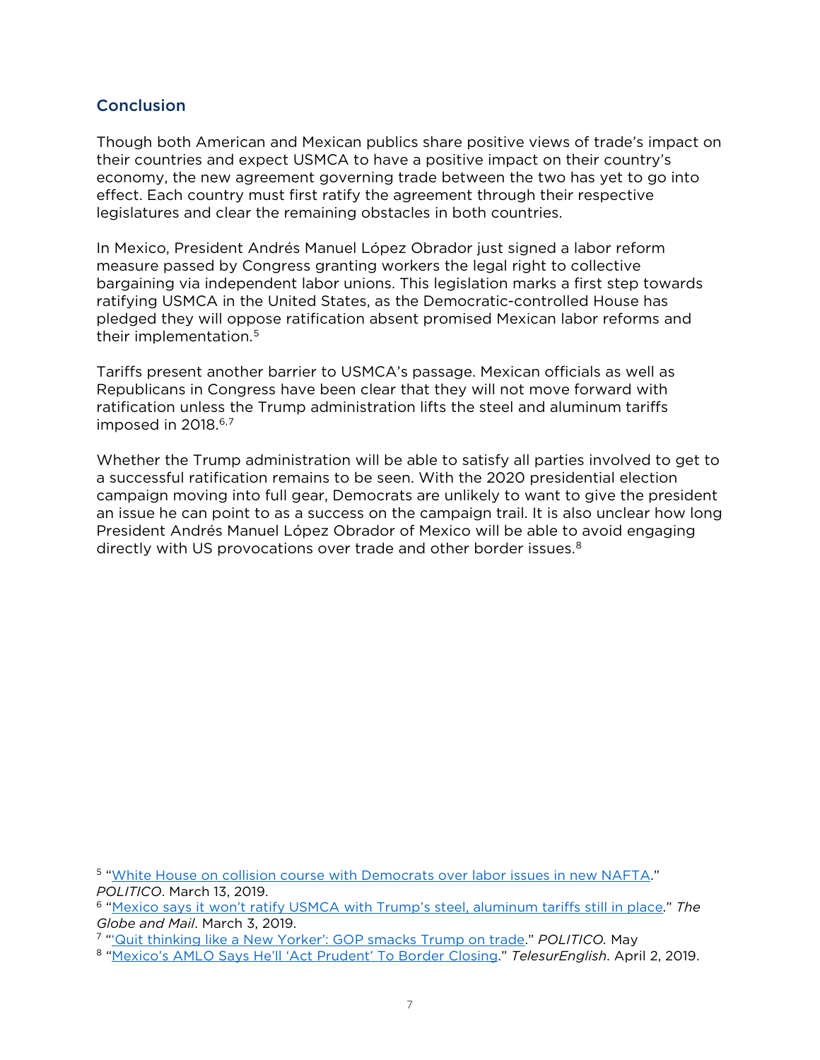## Conclusion

Though both American and Mexican publics share positive views of trade's impact on their countries and expect USMCA to have a positive impact on their country's economy, the new agreement governing trade between the two has yet to go into effect. Each country must first ratify the agreement through their respective legislatures and clear the remaining obstacles in both countries.

In Mexico, President Andrés Manuel López Obrador just signed a labor reform measure passed by Congress granting workers the legal right to collective bargaining via independent labor unions. This legislation marks a first step towards ratifying USMCA in the United States, as the Democratic-controlled House has pledged they will oppose ratification absent promised Mexican labor reforms and their implementation.[5]

Tariffs present another barrier to USMCA's passage. Mexican officials as well as Republicans in Congress have been clear that they will not move forward with ratification unless the Trump administration lifts the steel and aluminum tariffs imposed in 2018.[6,7]

Whether the Trump administration will be able to satisfy all parties involved to get to a successful ratification remains to be seen. With the 2020 presidential election campaign moving into full gear, Democrats are unlikely to want to give the president an issue he can point to as a success on the campaign trail. It is also unclear how long President Andrés Manuel López Obrador of Mexico will be able to avoid engaging directly with US provocations over trade and other border issues.[8]

---

[5] "White House on collision course with Democrats over labor issues in new NAFTA." *POLITICO*. March 13, 2019.
[6] "Mexico says it won't ratify USMCA with Trump's steel, aluminum tariffs still in place." *The Globe and Mail*. March 3, 2019.
[7] "'Quit thinking like a New Yorker': GOP smacks Trump on trade." *POLITICO.* May
[8] "Mexico's AMLO Says He'll 'Act Prudent' To Border Closing." *TelesurEnglish*. April 2, 2019.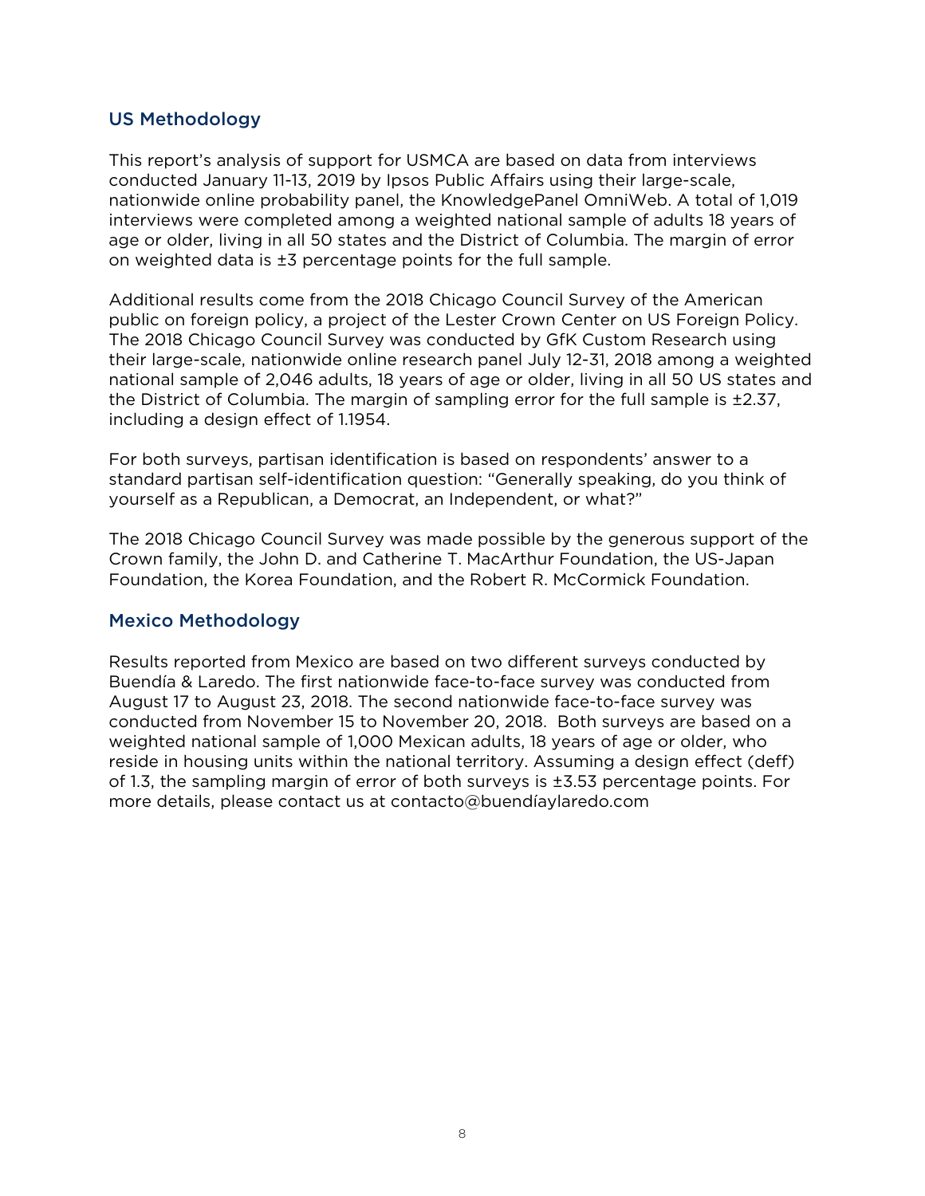## US Methodology

This report's analysis of support for USMCA are based on data from interviews conducted January 11-13, 2019 by Ipsos Public Affairs using their large-scale, nationwide online probability panel, the KnowledgePanel OmniWeb. A total of 1,019 interviews were completed among a weighted national sample of adults 18 years of age or older, living in all 50 states and the District of Columbia. The margin of error on weighted data is ±3 percentage points for the full sample.

Additional results come from the 2018 Chicago Council Survey of the American public on foreign policy, a project of the Lester Crown Center on US Foreign Policy. The 2018 Chicago Council Survey was conducted by GfK Custom Research using their large-scale, nationwide online research panel July 12-31, 2018 among a weighted national sample of 2,046 adults, 18 years of age or older, living in all 50 US states and the District of Columbia. The margin of sampling error for the full sample is ±2.37, including a design effect of 1.1954.

For both surveys, partisan identification is based on respondents' answer to a standard partisan self-identification question: "Generally speaking, do you think of yourself as a Republican, a Democrat, an Independent, or what?"

The 2018 Chicago Council Survey was made possible by the generous support of the Crown family, the John D. and Catherine T. MacArthur Foundation, the US-Japan Foundation, the Korea Foundation, and the Robert R. McCormick Foundation.

## Mexico Methodology

Results reported from Mexico are based on two different surveys conducted by Buendía & Laredo. The first nationwide face-to-face survey was conducted from August 17 to August 23, 2018. The second nationwide face-to-face survey was conducted from November 15 to November 20, 2018. Both surveys are based on a weighted national sample of 1,000 Mexican adults, 18 years of age or older, who reside in housing units within the national territory. Assuming a design effect (deff) of 1.3, the sampling margin of error of both surveys is ±3.53 percentage points. For more details, please contact us at contacto@buendíaylaredo.com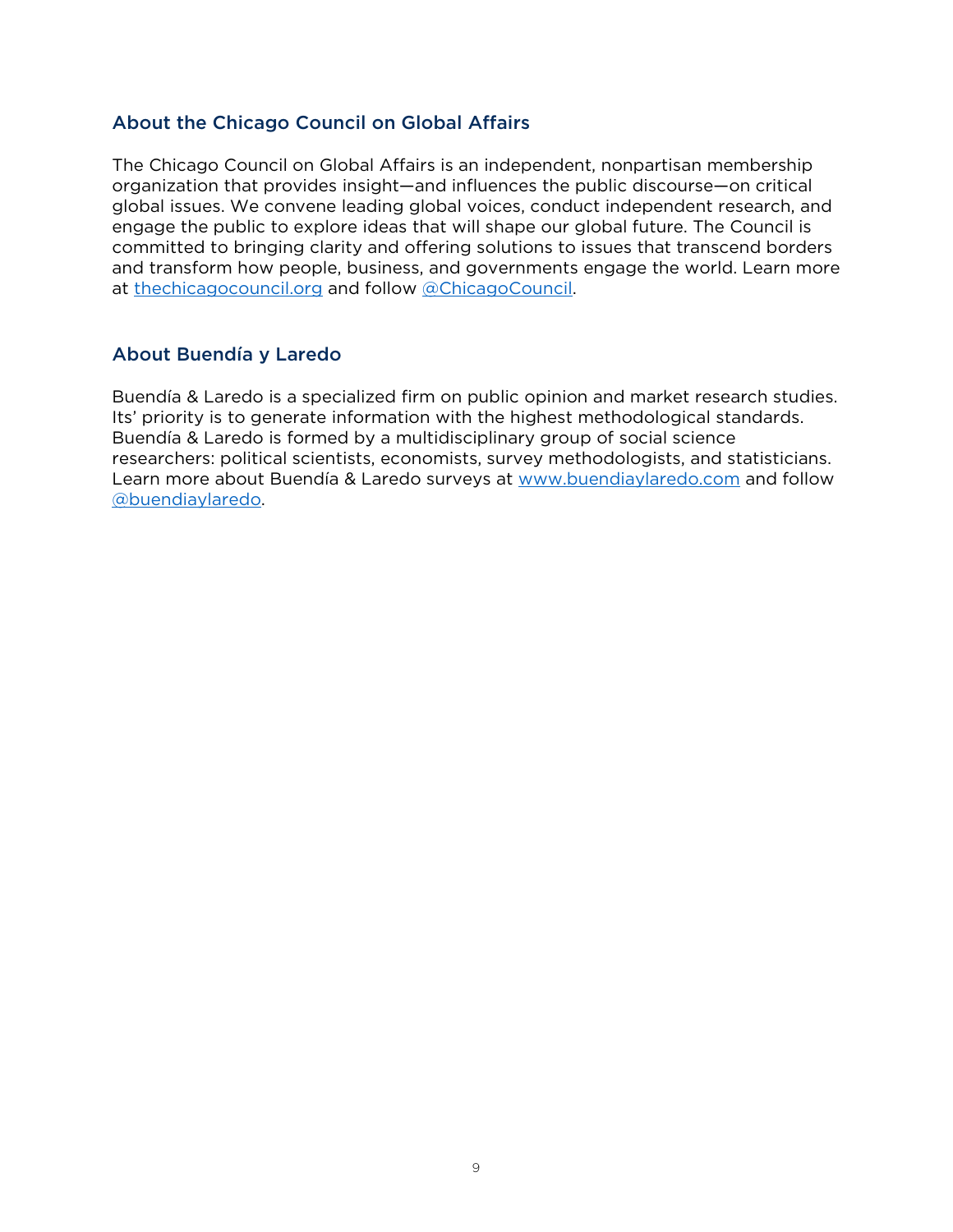## About the Chicago Council on Global Affairs

The Chicago Council on Global Affairs is an independent, nonpartisan membership organization that provides insight—and influences the public discourse—on critical global issues. We convene leading global voices, conduct independent research, and engage the public to explore ideas that will shape our global future. The Council is committed to bringing clarity and offering solutions to issues that transcend borders and transform how people, business, and governments engage the world. Learn more at thechicagocouncil.org and follow @ChicagoCouncil.

## About Buendía y Laredo

Buendía & Laredo is a specialized firm on public opinion and market research studies. Its' priority is to generate information with the highest methodological standards. Buendía & Laredo is formed by a multidisciplinary group of social science researchers: political scientists, economists, survey methodologists, and statisticians. Learn more about Buendía & Laredo surveys at www.buendiaylaredo.com and follow @buendiaylaredo.